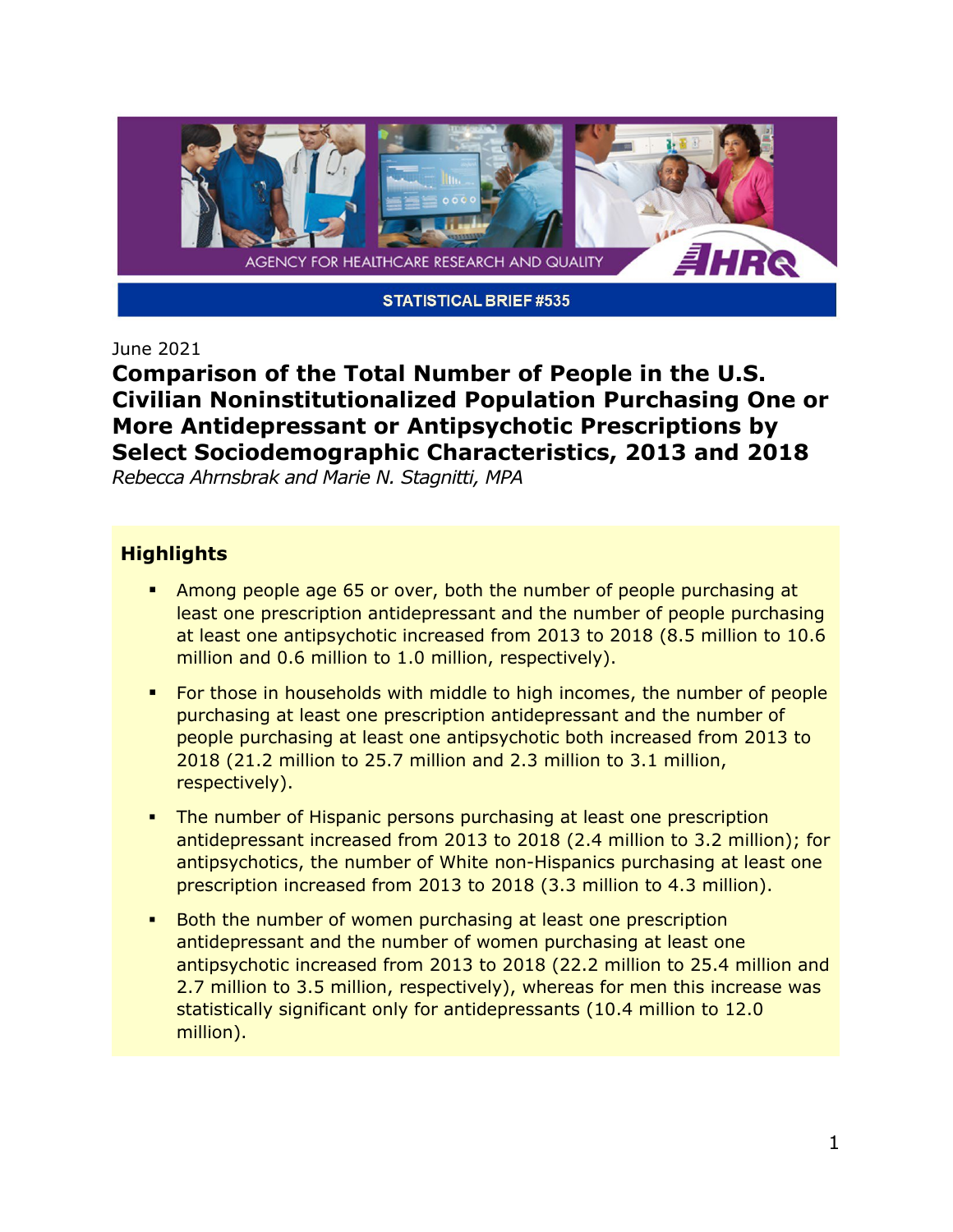AGENCY FOR HEALTHCARE RESEARCH AND QUALITY

**STATISTICAL BRIEF #535**

June 2021

# Comparison of the Total Number of People in the U.S. Civilian Noninstitutionalized Population Purchasing One or More Antidepressant or Antipsychotic Prescriptions by Select Sociodemographic Characteristics, 2013 and 2018

*Rebecca Ahrnsbrak and Marie N. Stagnitti, MPA*

## Highlights

- Among people age 65 or over, both the number of people purchasing at least one prescription antidepressant and the number of people purchasing at least one antipsychotic increased from 2013 to 2018 (8.5 million to 10.6 million and 0.6 million to 1.0 million, respectively).
- For those in households with middle to high incomes, the number of people purchasing at least one prescription antidepressant and the number of people purchasing at least one antipsychotic both increased from 2013 to 2018 (21.2 million to 25.7 million and 2.3 million to 3.1 million, respectively).
- The number of Hispanic persons purchasing at least one prescription antidepressant increased from 2013 to 2018 (2.4 million to 3.2 million); for antipsychotics, the number of White non-Hispanics purchasing at least one prescription increased from 2013 to 2018 (3.3 million to 4.3 million).
- Both the number of women purchasing at least one prescription antidepressant and the number of women purchasing at least one antipsychotic increased from 2013 to 2018 (22.2 million to 25.4 million and 2.7 million to 3.5 million, respectively), whereas for men this increase was statistically significant only for antidepressants (10.4 million to 12.0 million).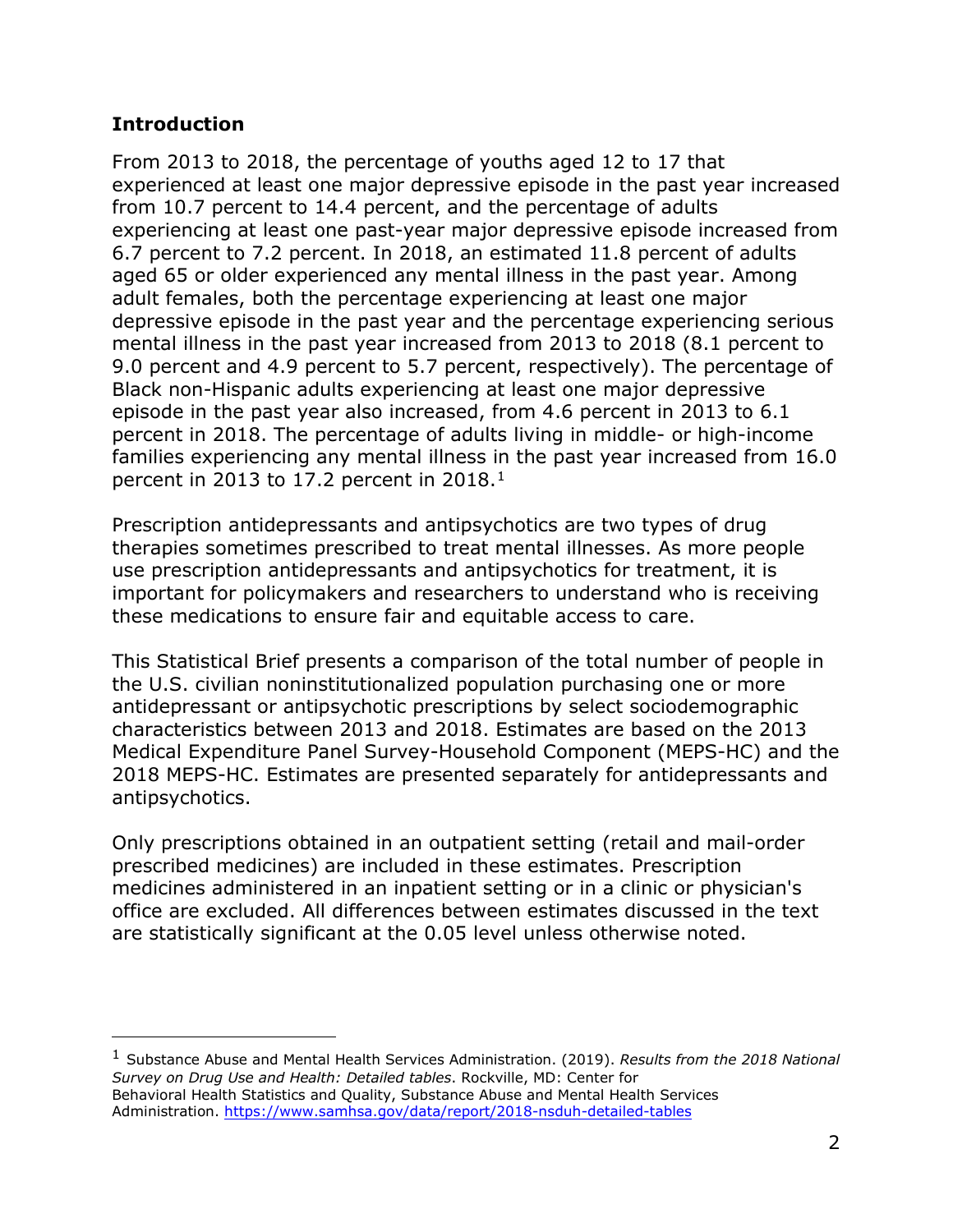## Introduction

From 2013 to 2018, the percentage of youths aged 12 to 17 that experienced at least one major depressive episode in the past year increased from 10.7 percent to 14.4 percent, and the percentage of adults experiencing at least one past-year major depressive episode increased from 6.7 percent to 7.2 percent. In 2018, an estimated 11.8 percent of adults aged 65 or older experienced any mental illness in the past year. Among adult females, both the percentage experiencing at least one major depressive episode in the past year and the percentage experiencing serious mental illness in the past year increased from 2013 to 2018 (8.1 percent to 9.0 percent and 4.9 percent to 5.7 percent, respectively). The percentage of Black non-Hispanic adults experiencing at least one major depressive episode in the past year also increased, from 4.6 percent in 2013 to 6.1 percent in 2018. The percentage of adults living in middle- or high-income families experiencing any mental illness in the past year increased from 16.0 percent in 2013 to 17.2 percent in 2018.[1]

Prescription antidepressants and antipsychotics are two types of drug therapies sometimes prescribed to treat mental illnesses. As more people use prescription antidepressants and antipsychotics for treatment, it is important for policymakers and researchers to understand who is receiving these medications to ensure fair and equitable access to care.

This Statistical Brief presents a comparison of the total number of people in the U.S. civilian noninstitutionalized population purchasing one or more antidepressant or antipsychotic prescriptions by select sociodemographic characteristics between 2013 and 2018. Estimates are based on the 2013 Medical Expenditure Panel Survey-Household Component (MEPS-HC) and the 2018 MEPS-HC. Estimates are presented separately for antidepressants and antipsychotics.

Only prescriptions obtained in an outpatient setting (retail and mail-order prescribed medicines) are included in these estimates. Prescription medicines administered in an inpatient setting or in a clinic or physician's office are excluded. All differences between estimates discussed in the text are statistically significant at the 0.05 level unless otherwise noted.

---

[1] Substance Abuse and Mental Health Services Administration. (2019). *Results from the 2018 National Survey on Drug Use and Health: Detailed tables*. Rockville, MD: Center for Behavioral Health Statistics and Quality, Substance Abuse and Mental Health Services Administration. https://www.samhsa.gov/data/report/2018-nsduh-detailed-tables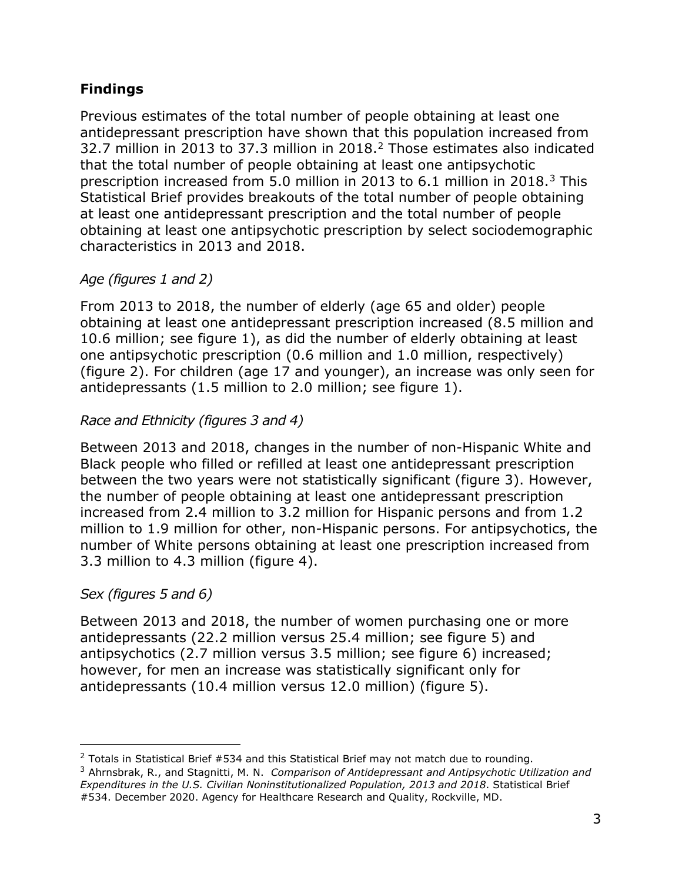## Findings

Previous estimates of the total number of people obtaining at least one antidepressant prescription have shown that this population increased from 32.7 million in 2013 to 37.3 million in 2018.[2] Those estimates also indicated that the total number of people obtaining at least one antipsychotic prescription increased from 5.0 million in 2013 to 6.1 million in 2018.[3] This Statistical Brief provides breakouts of the total number of people obtaining at least one antidepressant prescription and the total number of people obtaining at least one antipsychotic prescription by select sociodemographic characteristics in 2013 and 2018.

*Age (figures 1 and 2)*

From 2013 to 2018, the number of elderly (age 65 and older) people obtaining at least one antidepressant prescription increased (8.5 million and 10.6 million; see figure 1), as did the number of elderly obtaining at least one antipsychotic prescription (0.6 million and 1.0 million, respectively) (figure 2). For children (age 17 and younger), an increase was only seen for antidepressants (1.5 million to 2.0 million; see figure 1).

*Race and Ethnicity (figures 3 and 4)*

Between 2013 and 2018, changes in the number of non-Hispanic White and Black people who filled or refilled at least one antidepressant prescription between the two years were not statistically significant (figure 3). However, the number of people obtaining at least one antidepressant prescription increased from 2.4 million to 3.2 million for Hispanic persons and from 1.2 million to 1.9 million for other, non-Hispanic persons. For antipsychotics, the number of White persons obtaining at least one prescription increased from 3.3 million to 4.3 million (figure 4).

*Sex (figures 5 and 6)*

Between 2013 and 2018, the number of women purchasing one or more antidepressants (22.2 million versus 25.4 million; see figure 5) and antipsychotics (2.7 million versus 3.5 million; see figure 6) increased; however, for men an increase was statistically significant only for antidepressants (10.4 million versus 12.0 million) (figure 5).

---

[2] Totals in Statistical Brief #534 and this Statistical Brief may not match due to rounding.

[3] Ahrnsbrak, R., and Stagnitti, M. N. *Comparison of Antidepressant and Antipsychotic Utilization and Expenditures in the U.S. Civilian Noninstitutionalized Population, 2013 and 2018*. Statistical Brief #534. December 2020. Agency for Healthcare Research and Quality, Rockville, MD.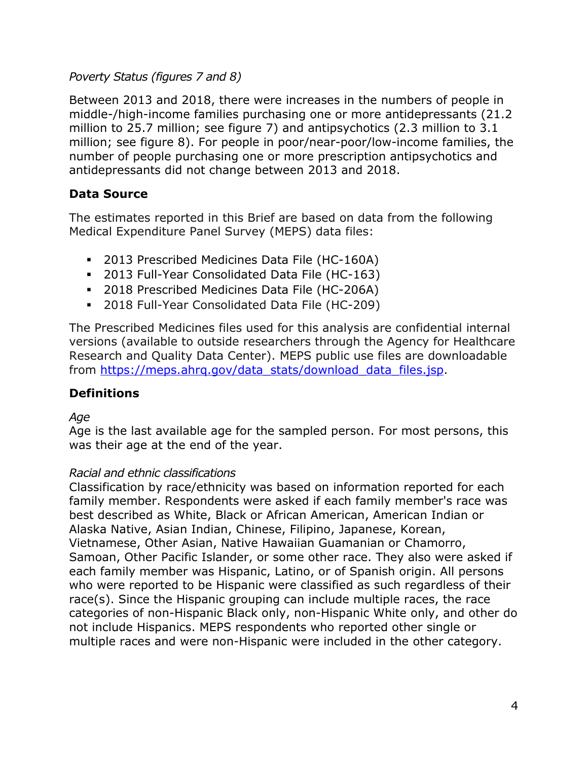*Poverty Status (figures 7 and 8)*

Between 2013 and 2018, there were increases in the numbers of people in middle-/high-income families purchasing one or more antidepressants (21.2 million to 25.7 million; see figure 7) and antipsychotics (2.3 million to 3.1 million; see figure 8). For people in poor/near-poor/low-income families, the number of people purchasing one or more prescription antipsychotics and antidepressants did not change between 2013 and 2018.

## Data Source

The estimates reported in this Brief are based on data from the following Medical Expenditure Panel Survey (MEPS) data files:

- 2013 Prescribed Medicines Data File (HC-160A)
- 2013 Full-Year Consolidated Data File (HC-163)
- 2018 Prescribed Medicines Data File (HC-206A)
- 2018 Full-Year Consolidated Data File (HC-209)

The Prescribed Medicines files used for this analysis are confidential internal versions (available to outside researchers through the Agency for Healthcare Research and Quality Data Center). MEPS public use files are downloadable from [https://meps.ahrq.gov/data_stats/download_data_files.jsp](https://meps.ahrq.gov/data_stats/download_data_files.jsp).

## Definitions

*Age*
Age is the last available age for the sampled person. For most persons, this was their age at the end of the year.

*Racial and ethnic classifications*
Classification by race/ethnicity was based on information reported for each family member. Respondents were asked if each family member's race was best described as White, Black or African American, American Indian or Alaska Native, Asian Indian, Chinese, Filipino, Japanese, Korean, Vietnamese, Other Asian, Native Hawaiian Guamanian or Chamorro, Samoan, Other Pacific Islander, or some other race. They also were asked if each family member was Hispanic, Latino, or of Spanish origin. All persons who were reported to be Hispanic were classified as such regardless of their race(s). Since the Hispanic grouping can include multiple races, the race categories of non-Hispanic Black only, non-Hispanic White only, and other do not include Hispanics. MEPS respondents who reported other single or multiple races and were non-Hispanic were included in the other category.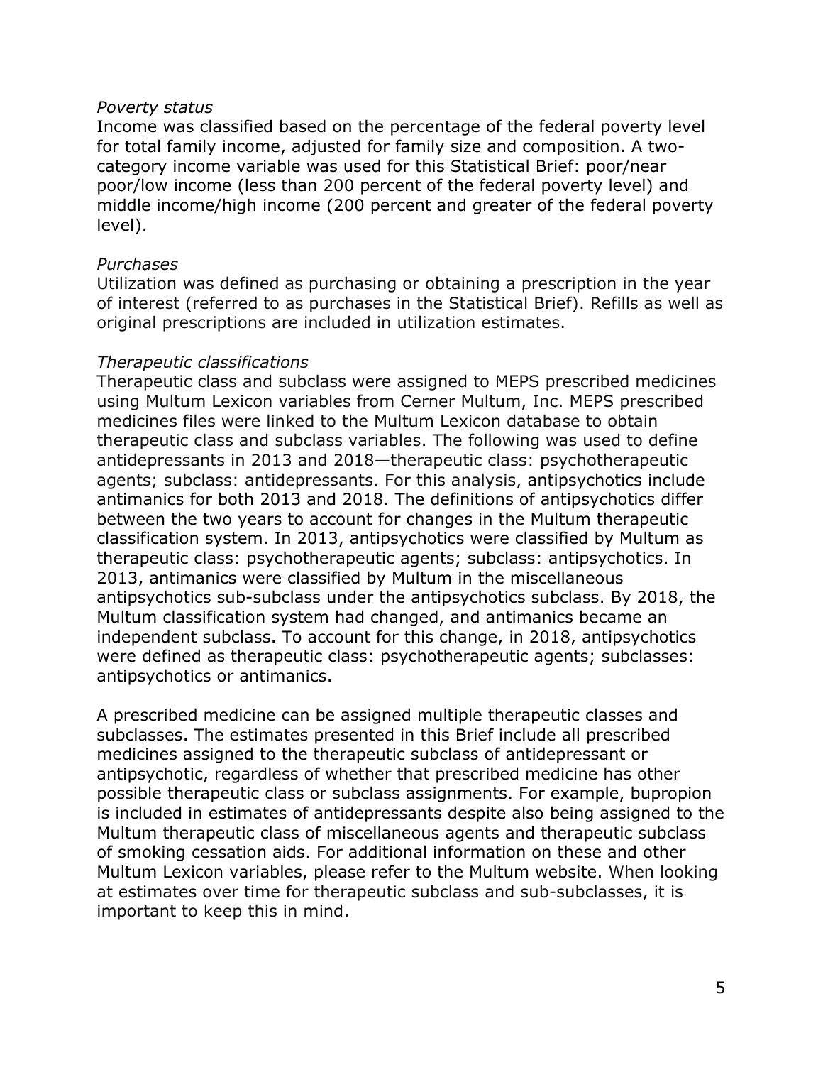*Poverty status*

Income was classified based on the percentage of the federal poverty level for total family income, adjusted for family size and composition. A two-category income variable was used for this Statistical Brief: poor/near poor/low income (less than 200 percent of the federal poverty level) and middle income/high income (200 percent and greater of the federal poverty level).

*Purchases*

Utilization was defined as purchasing or obtaining a prescription in the year of interest (referred to as purchases in the Statistical Brief). Refills as well as original prescriptions are included in utilization estimates.

*Therapeutic classifications*

Therapeutic class and subclass were assigned to MEPS prescribed medicines using Multum Lexicon variables from Cerner Multum, Inc. MEPS prescribed medicines files were linked to the Multum Lexicon database to obtain therapeutic class and subclass variables. The following was used to define antidepressants in 2013 and 2018—therapeutic class: psychotherapeutic agents; subclass: antidepressants. For this analysis, antipsychotics include antimanics for both 2013 and 2018. The definitions of antipsychotics differ between the two years to account for changes in the Multum therapeutic classification system. In 2013, antipsychotics were classified by Multum as therapeutic class: psychotherapeutic agents; subclass: antipsychotics. In 2013, antimanics were classified by Multum in the miscellaneous antipsychotics sub-subclass under the antipsychotics subclass. By 2018, the Multum classification system had changed, and antimanics became an independent subclass. To account for this change, in 2018, antipsychotics were defined as therapeutic class: psychotherapeutic agents; subclasses: antipsychotics or antimanics.

A prescribed medicine can be assigned multiple therapeutic classes and subclasses. The estimates presented in this Brief include all prescribed medicines assigned to the therapeutic subclass of antidepressant or antipsychotic, regardless of whether that prescribed medicine has other possible therapeutic class or subclass assignments. For example, bupropion is included in estimates of antidepressants despite also being assigned to the Multum therapeutic class of miscellaneous agents and therapeutic subclass of smoking cessation aids. For additional information on these and other Multum Lexicon variables, please refer to the Multum website. When looking at estimates over time for therapeutic subclass and sub-subclasses, it is important to keep this in mind.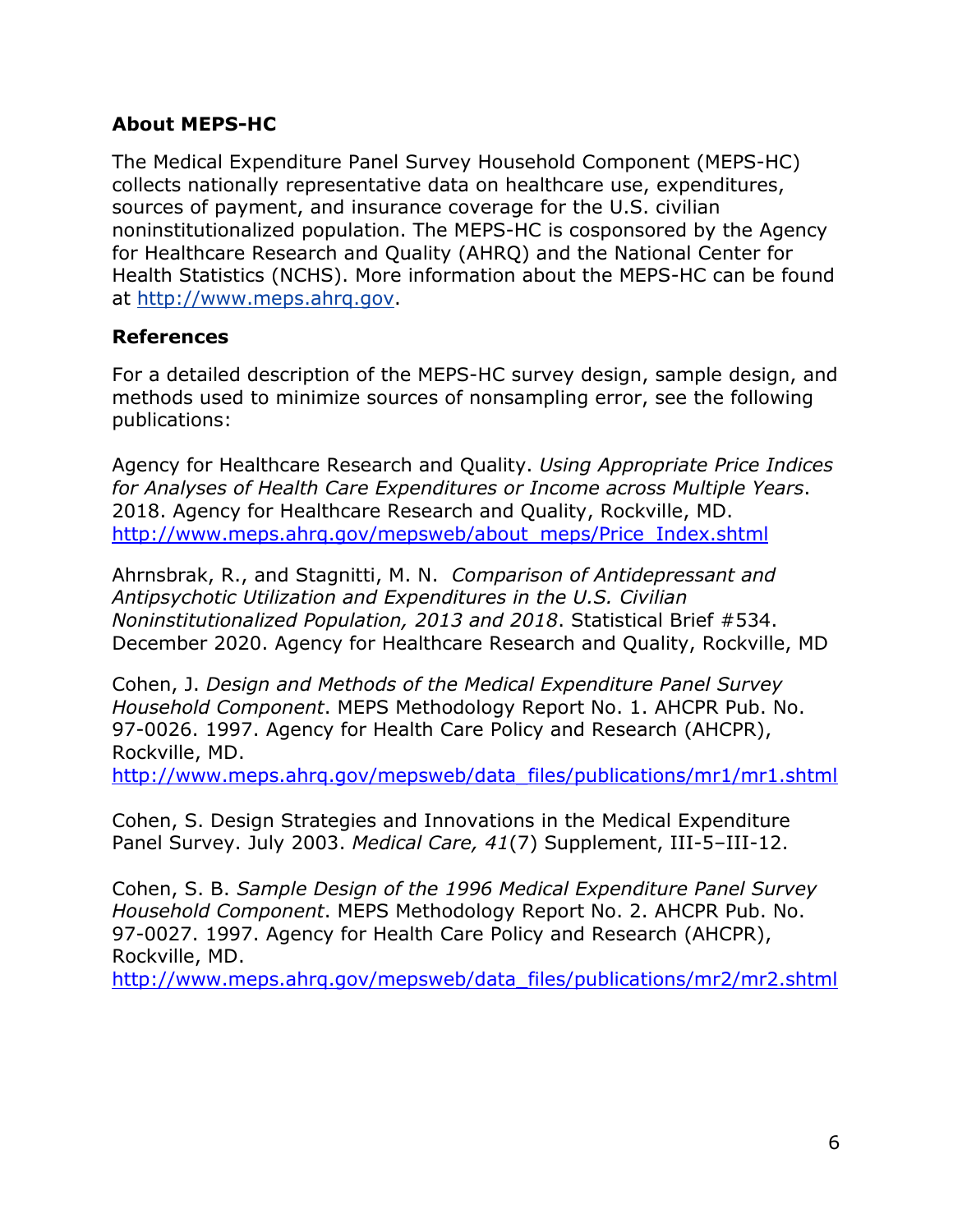## About MEPS-HC

The Medical Expenditure Panel Survey Household Component (MEPS-HC) collects nationally representative data on healthcare use, expenditures, sources of payment, and insurance coverage for the U.S. civilian noninstitutionalized population. The MEPS-HC is cosponsored by the Agency for Healthcare Research and Quality (AHRQ) and the National Center for Health Statistics (NCHS). More information about the MEPS-HC can be found at http://www.meps.ahrq.gov.

## References

For a detailed description of the MEPS-HC survey design, sample design, and methods used to minimize sources of nonsampling error, see the following publications:

Agency for Healthcare Research and Quality. *Using Appropriate Price Indices for Analyses of Health Care Expenditures or Income across Multiple Years*. 2018. Agency for Healthcare Research and Quality, Rockville, MD. http://www.meps.ahrq.gov/mepsweb/about_meps/Price_Index.shtml

Ahrnsbrak, R., and Stagnitti, M. N. *Comparison of Antidepressant and Antipsychotic Utilization and Expenditures in the U.S. Civilian Noninstitutionalized Population, 2013 and 2018*. Statistical Brief #534. December 2020. Agency for Healthcare Research and Quality, Rockville, MD

Cohen, J. *Design and Methods of the Medical Expenditure Panel Survey Household Component*. MEPS Methodology Report No. 1. AHCPR Pub. No. 97-0026. 1997. Agency for Health Care Policy and Research (AHCPR), Rockville, MD. http://www.meps.ahrq.gov/mepsweb/data_files/publications/mr1/mr1.shtml

Cohen, S. Design Strategies and Innovations in the Medical Expenditure Panel Survey. July 2003. *Medical Care, 41*(7) Supplement, III-5–III-12.

Cohen, S. B. *Sample Design of the 1996 Medical Expenditure Panel Survey Household Component*. MEPS Methodology Report No. 2. AHCPR Pub. No. 97-0027. 1997. Agency for Health Care Policy and Research (AHCPR), Rockville, MD. http://www.meps.ahrq.gov/mepsweb/data_files/publications/mr2/mr2.shtml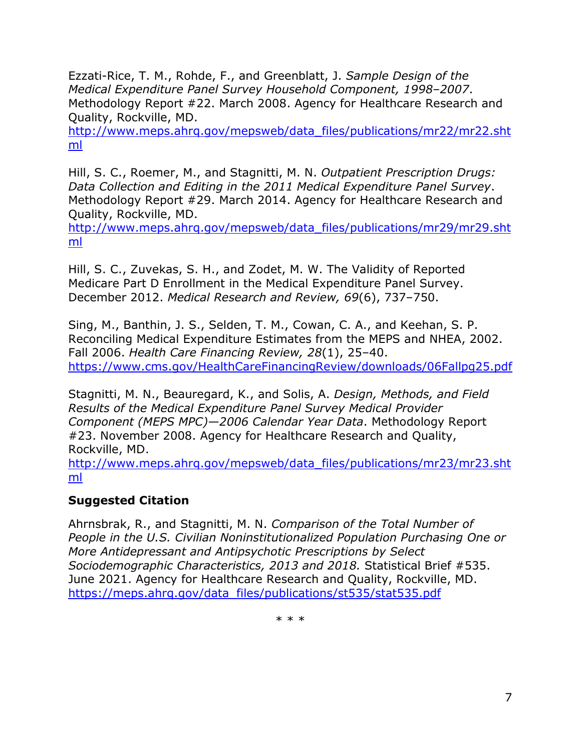Ezzati-Rice, T. M., Rohde, F., and Greenblatt, J. *Sample Design of the Medical Expenditure Panel Survey Household Component, 1998–2007*. Methodology Report #22. March 2008. Agency for Healthcare Research and Quality, Rockville, MD. http://www.meps.ahrq.gov/mepsweb/data_files/publications/mr22/mr22.shtml

Hill, S. C., Roemer, M., and Stagnitti, M. N. *Outpatient Prescription Drugs: Data Collection and Editing in the 2011 Medical Expenditure Panel Survey*. Methodology Report #29. March 2014. Agency for Healthcare Research and Quality, Rockville, MD. http://www.meps.ahrq.gov/mepsweb/data_files/publications/mr29/mr29.shtml

Hill, S. C., Zuvekas, S. H., and Zodet, M. W. The Validity of Reported Medicare Part D Enrollment in the Medical Expenditure Panel Survey. December 2012. *Medical Research and Review, 69*(6), 737–750.

Sing, M., Banthin, J. S., Selden, T. M., Cowan, C. A., and Keehan, S. P. Reconciling Medical Expenditure Estimates from the MEPS and NHEA, 2002. Fall 2006. *Health Care Financing Review, 28*(1), 25–40. https://www.cms.gov/HealthCareFinancingReview/downloads/06Fallpg25.pdf

Stagnitti, M. N., Beauregard, K., and Solis, A. *Design, Methods, and Field Results of the Medical Expenditure Panel Survey Medical Provider Component (MEPS MPC)—2006 Calendar Year Data*. Methodology Report #23. November 2008. Agency for Healthcare Research and Quality, Rockville, MD. http://www.meps.ahrq.gov/mepsweb/data_files/publications/mr23/mr23.shtml

## Suggested Citation

Ahrnsbrak, R., and Stagnitti, M. N. *Comparison of the Total Number of People in the U.S. Civilian Noninstitutionalized Population Purchasing One or More Antidepressant and Antipsychotic Prescriptions by Select Sociodemographic Characteristics, 2013 and 2018.* Statistical Brief #535. June 2021. Agency for Healthcare Research and Quality, Rockville, MD. https://meps.ahrq.gov/data_files/publications/st535/stat535.pdf

\* \* \*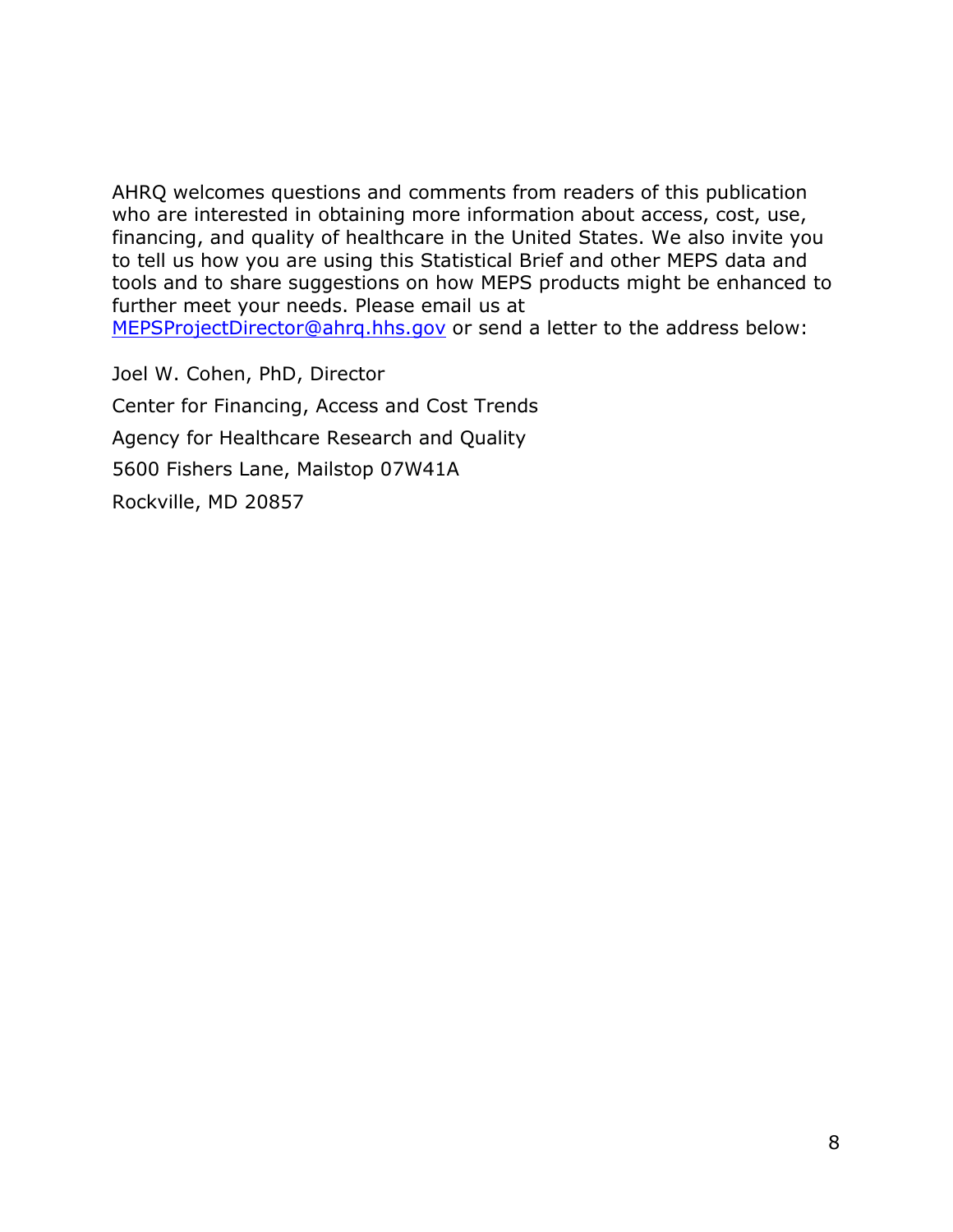AHRQ welcomes questions and comments from readers of this publication who are interested in obtaining more information about access, cost, use, financing, and quality of healthcare in the United States. We also invite you to tell us how you are using this Statistical Brief and other MEPS data and tools and to share suggestions on how MEPS products might be enhanced to further meet your needs. Please email us at MEPSProjectDirector@ahrq.hhs.gov or send a letter to the address below:

Joel W. Cohen, PhD, Director

Center for Financing, Access and Cost Trends

Agency for Healthcare Research and Quality

5600 Fishers Lane, Mailstop 07W41A

Rockville, MD 20857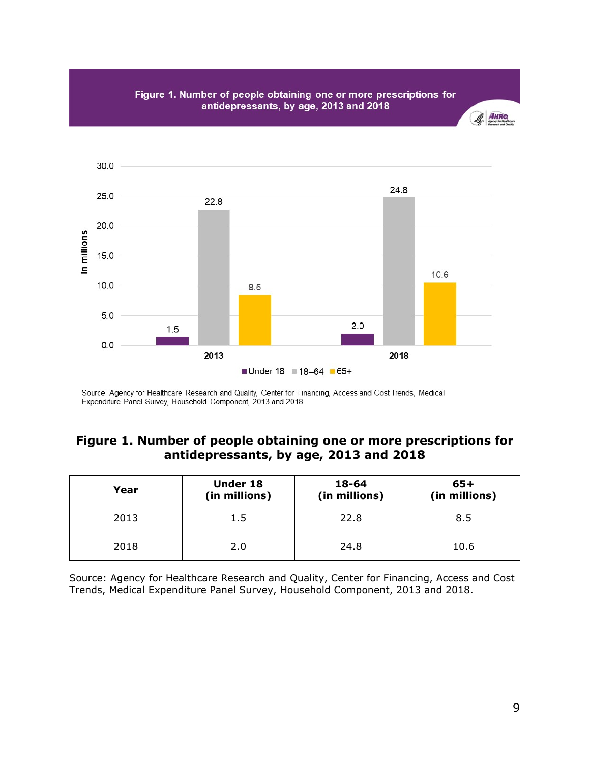Figure 1. Number of people obtaining one or more prescriptions for antidepressants, by age, 2013 and 2018

Source: Agency for Healthcare Research and Quality, Center for Financing, Access and Cost Trends, Medical Expenditure Panel Survey, Household Component, 2013 and 2018.

### Figure 1. Number of people obtaining one or more prescriptions for antidepressants, by age, 2013 and 2018

| Year | Under 18 (in millions) | 18-64 (in millions) | 65+ (in millions) |
| --- | --- | --- | --- |
| 2013 | 1.5 | 22.8 | 8.5 |
| 2018 | 2.0 | 24.8 | 10.6 |

Source: Agency for Healthcare Research and Quality, Center for Financing, Access and Cost Trends, Medical Expenditure Panel Survey, Household Component, 2013 and 2018.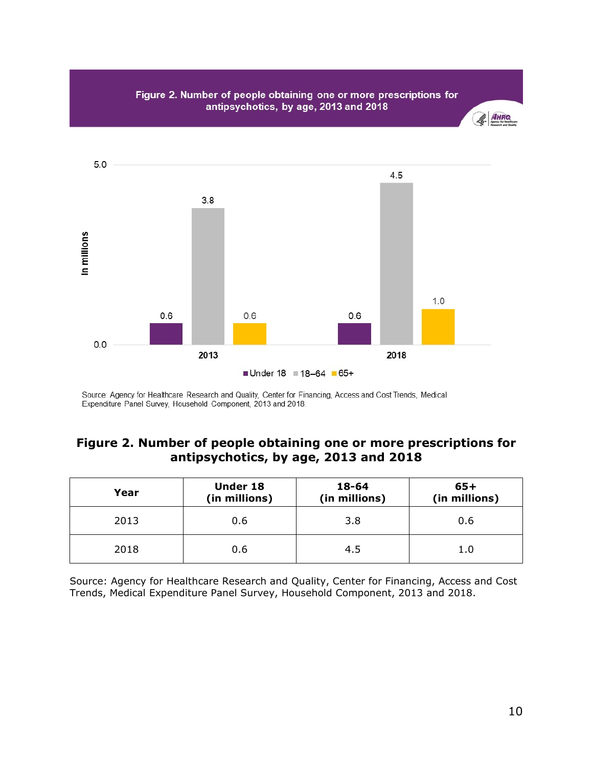Figure 2. Number of people obtaining one or more prescriptions for antipsychotics, by age, 2013 and 2018

Source: Agency for Healthcare Research and Quality, Center for Financing, Access and Cost Trends, Medical Expenditure Panel Survey, Household Component, 2013 and 2018.

## Figure 2. Number of people obtaining one or more prescriptions for antipsychotics, by age, 2013 and 2018

| Year | Under 18 (in millions) | 18-64 (in millions) | 65+ (in millions) |
| --- | --- | --- | --- |
| 2013 | 0.6 | 3.8 | 0.6 |
| 2018 | 0.6 | 4.5 | 1.0 |

Source: Agency for Healthcare Research and Quality, Center for Financing, Access and Cost Trends, Medical Expenditure Panel Survey, Household Component, 2013 and 2018.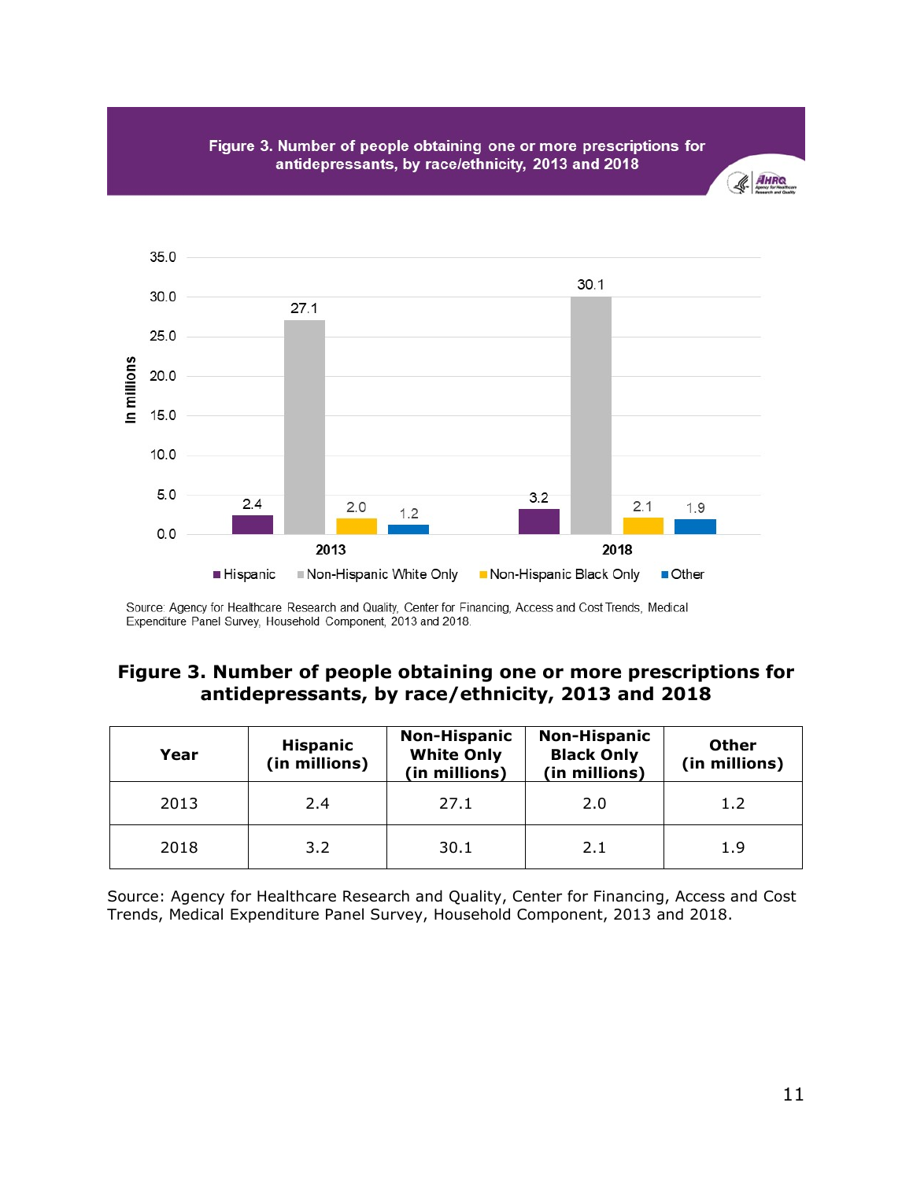Figure 3. Number of people obtaining one or more prescriptions for antidepressants, by race/ethnicity, 2013 and 2018

Source: Agency for Healthcare Research and Quality, Center for Financing, Access and Cost Trends, Medical Expenditure Panel Survey, Household Component, 2013 and 2018.

## Figure 3. Number of people obtaining one or more prescriptions for antidepressants, by race/ethnicity, 2013 and 2018

| Year | Hispanic (in millions) | Non-Hispanic White Only (in millions) | Non-Hispanic Black Only (in millions) | Other (in millions) |
|---|---|---|---|---|
| 2013 | 2.4 | 27.1 | 2.0 | 1.2 |
| 2018 | 3.2 | 30.1 | 2.1 | 1.9 |

Source: Agency for Healthcare Research and Quality, Center for Financing, Access and Cost Trends, Medical Expenditure Panel Survey, Household Component, 2013 and 2018.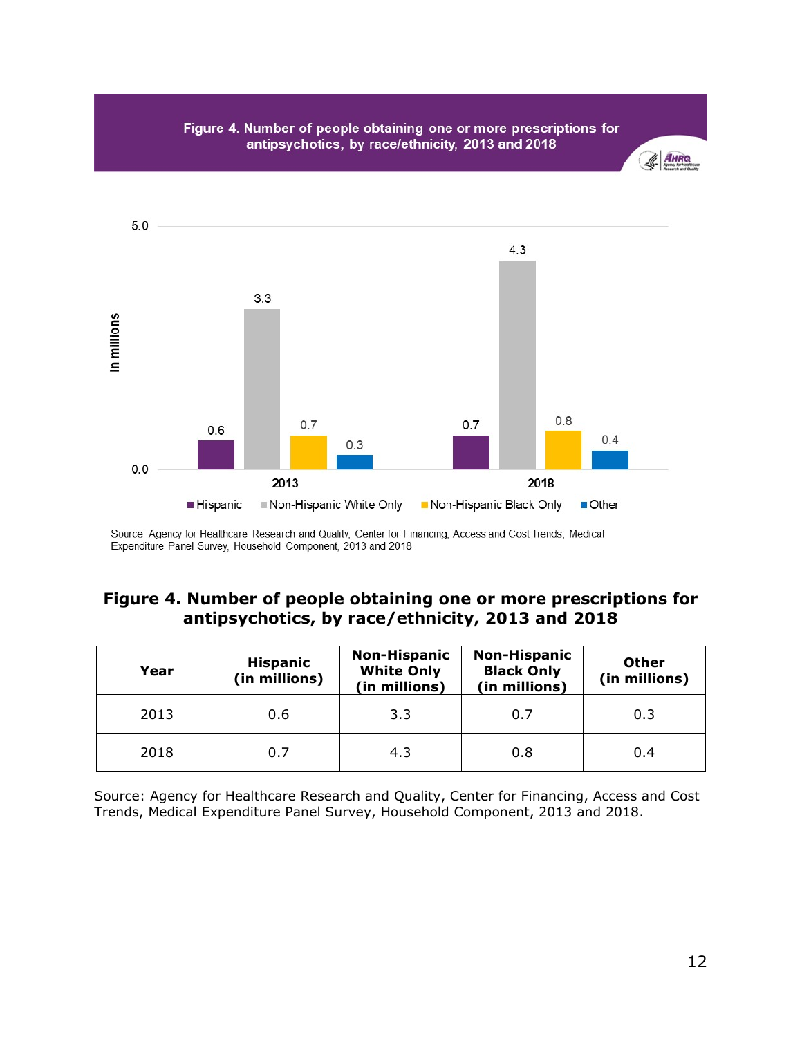Figure 4. Number of people obtaining one or more prescriptions for antipsychotics, by race/ethnicity, 2013 and 2018

| | Hispanic | Non-Hispanic White Only | Non-Hispanic Black Only | Other |
|---|---|---|---|---|
| 2013 | 0.6 | 3.3 | 0.7 | 0.3 |
| 2018 | 0.7 | 4.3 | 0.8 | 0.4 |

In millions

Source: Agency for Healthcare Research and Quality, Center for Financing, Access and Cost Trends, Medical Expenditure Panel Survey, Household Component, 2013 and 2018.

## Figure 4. Number of people obtaining one or more prescriptions for antipsychotics, by race/ethnicity, 2013 and 2018

| Year | Hispanic (in millions) | Non-Hispanic White Only (in millions) | Non-Hispanic Black Only (in millions) | Other (in millions) |
|---|---|---|---|---|
| 2013 | 0.6 | 3.3 | 0.7 | 0.3 |
| 2018 | 0.7 | 4.3 | 0.8 | 0.4 |

Source: Agency for Healthcare Research and Quality, Center for Financing, Access and Cost Trends, Medical Expenditure Panel Survey, Household Component, 2013 and 2018.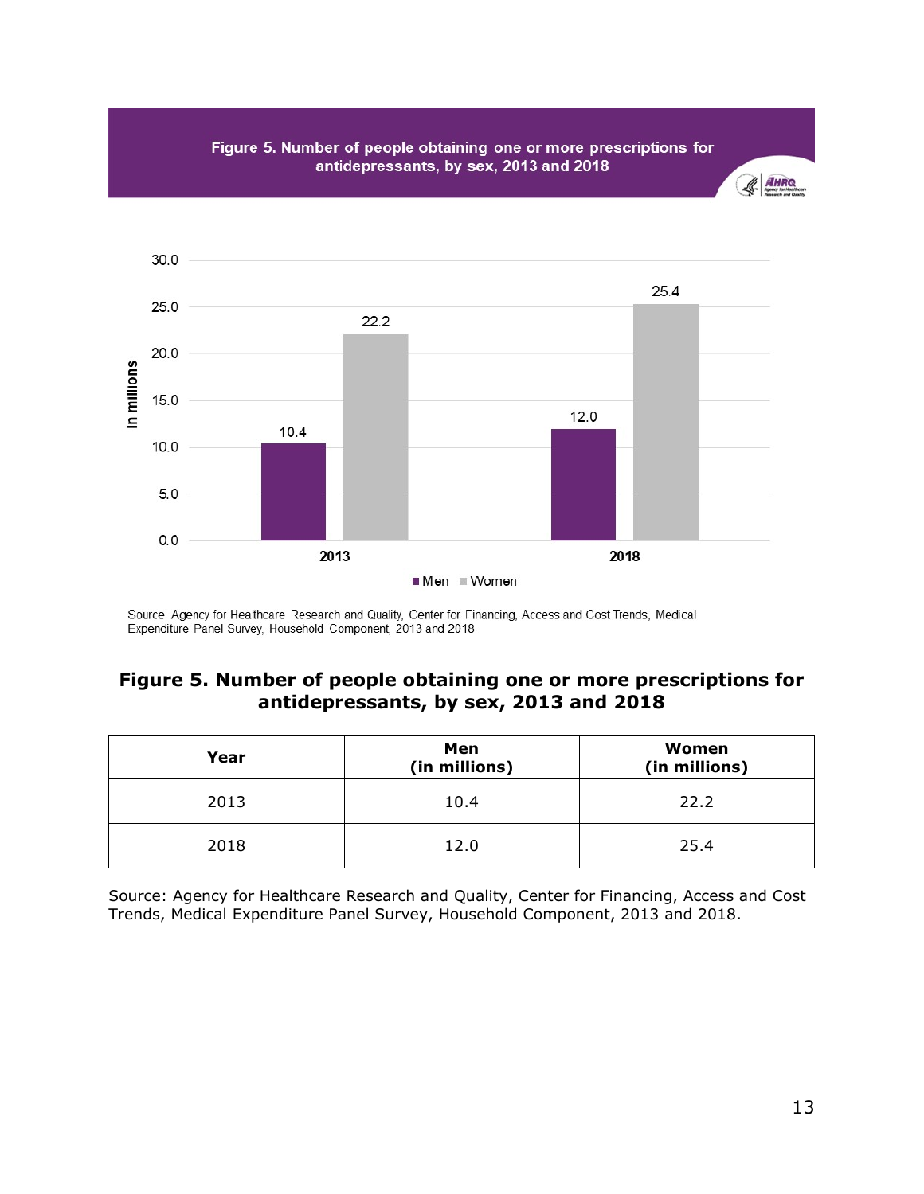Figure 5. Number of people obtaining one or more prescriptions for antidepressants, by sex, 2013 and 2018

Source: Agency for Healthcare Research and Quality, Center for Financing, Access and Cost Trends, Medical Expenditure Panel Survey, Household Component, 2013 and 2018.

## Figure 5. Number of people obtaining one or more prescriptions for antidepressants, by sex, 2013 and 2018

| Year | Men (in millions) | Women (in millions) |
|---|---|---|
| 2013 | 10.4 | 22.2 |
| 2018 | 12.0 | 25.4 |

Source: Agency for Healthcare Research and Quality, Center for Financing, Access and Cost Trends, Medical Expenditure Panel Survey, Household Component, 2013 and 2018.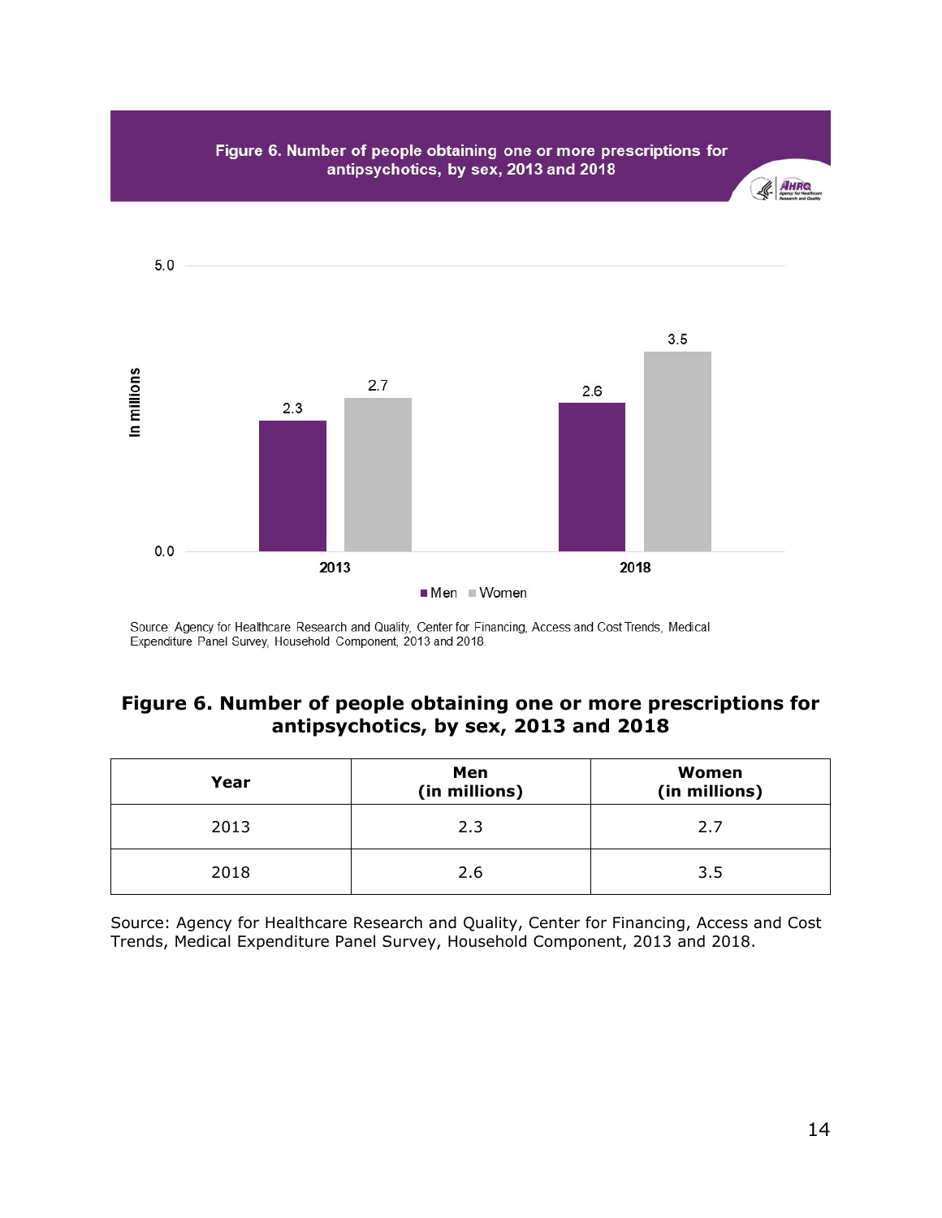Figure 6. Number of people obtaining one or more prescriptions for antipsychotics, by sex, 2013 and 2018

Source: Agency for Healthcare Research and Quality, Center for Financing, Access and Cost Trends, Medical Expenditure Panel Survey, Household Component, 2013 and 2018.

## Figure 6. Number of people obtaining one or more prescriptions for antipsychotics, by sex, 2013 and 2018

| Year | Men (in millions) | Women (in millions) |
| --- | --- | --- |
| 2013 | 2.3 | 2.7 |
| 2018 | 2.6 | 3.5 |

Source: Agency for Healthcare Research and Quality, Center for Financing, Access and Cost Trends, Medical Expenditure Panel Survey, Household Component, 2013 and 2018.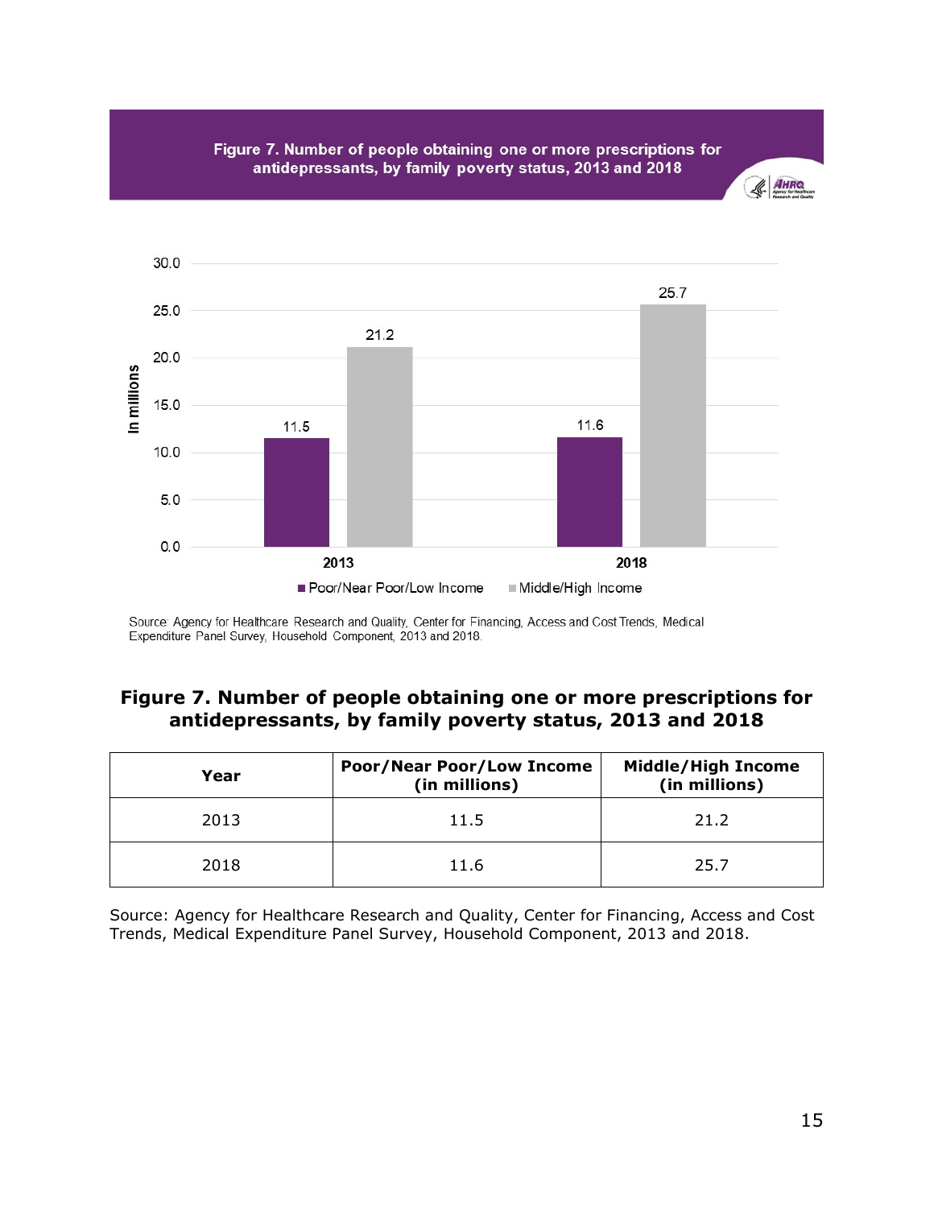Figure 7. Number of people obtaining one or more prescriptions for antidepressants, by family poverty status, 2013 and 2018

Source: Agency for Healthcare Research and Quality, Center for Financing, Access and Cost Trends, Medical Expenditure Panel Survey, Household Component, 2013 and 2018.

## Figure 7. Number of people obtaining one or more prescriptions for antidepressants, by family poverty status, 2013 and 2018

| Year | Poor/Near Poor/Low Income (in millions) | Middle/High Income (in millions) |
|---|---|---|
| 2013 | 11.5 | 21.2 |
| 2018 | 11.6 | 25.7 |

Source: Agency for Healthcare Research and Quality, Center for Financing, Access and Cost Trends, Medical Expenditure Panel Survey, Household Component, 2013 and 2018.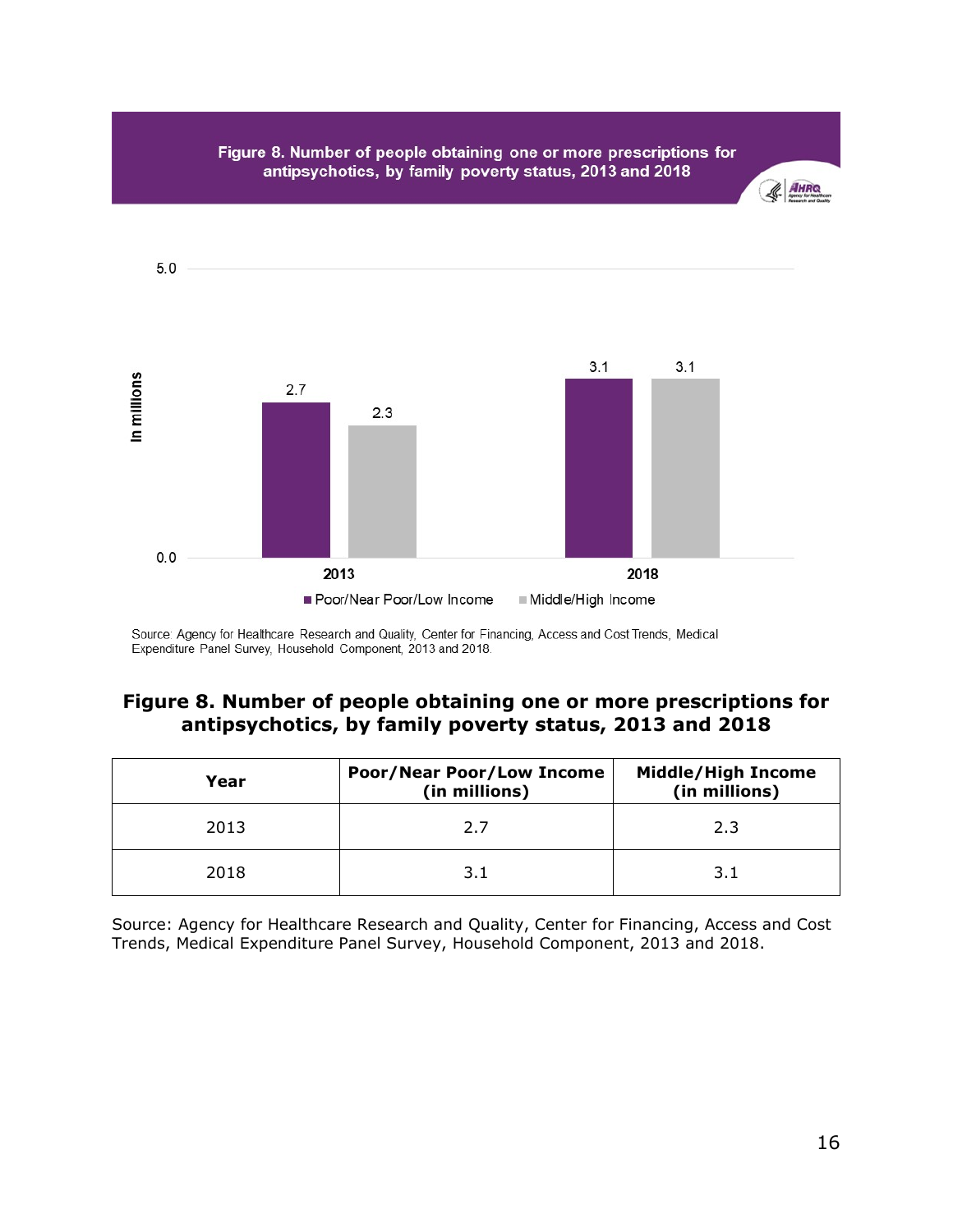Figure 8. Number of people obtaining one or more prescriptions for antipsychotics, by family poverty status, 2013 and 2018

5.0

In millions

2.7

2.3

3.1

3.1

0.0

2013

2018

Poor/Near Poor/Low Income

Middle/High Income

Source: Agency for Healthcare Research and Quality, Center for Financing, Access and Cost Trends, Medical Expenditure Panel Survey, Household Component, 2013 and 2018.

## Figure 8. Number of people obtaining one or more prescriptions for antipsychotics, by family poverty status, 2013 and 2018

| Year | Poor/Near Poor/Low Income (in millions) | Middle/High Income (in millions) |
| --- | --- | --- |
| 2013 | 2.7 | 2.3 |
| 2018 | 3.1 | 3.1 |

Source: Agency for Healthcare Research and Quality, Center for Financing, Access and Cost Trends, Medical Expenditure Panel Survey, Household Component, 2013 and 2018.